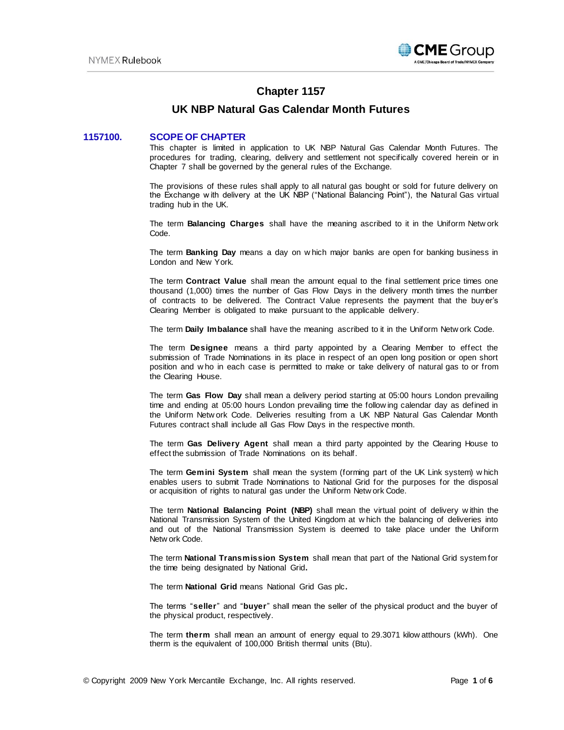# Chapter 1157

## UK NBP Natural Gas Calendar Month Futures

### 1157100. SCOPE OF CHAPTER

This chapter is limited in application to UK NBP Natural Gas Calendar Month Futures. The procedures for trading, clearing, delivery and settlement not specifically covered herein or in Chapter 7 shall be governed by the general rules of the Exchange.

The provisions of these rules shall apply to all natural gas bought or sold for future delivery on the Exchange with delivery at the UK NBP ("National Balancing Point"), the Natural Gas virtual trading hub in the UK.

The term **Balancing Charges** shall have the meaning ascribed to it in the Uniform Network Code.

The term **Banking Day** means a day on which major banks are open for banking business in London and New York.

The term **Contract Value** shall mean the amount equal to the final settlement price times one thousand (1,000) times the number of Gas Flow Days in the delivery month times the number of contracts to be delivered. The Contract Value represents the payment that the buyer's Clearing Member is obligated to make pursuant to the applicable delivery.

The term **Daily Imbalance** shall have the meaning ascribed to it in the Uniform Network Code.

The term **Designee** means a third party appointed by a Clearing Member to effect the submission of Trade Nominations in its place in respect of an open long position or open short position and who in each case is permitted to make or take delivery of natural gas to or from the Clearing House.

The term **Gas Flow Day** shall mean a delivery period starting at 05:00 hours London prevailing time and ending at 05:00 hours London prevailing time the following calendar day as defined in the Uniform Network Code. Deliveries resulting from a UK NBP Natural Gas Calendar Month Futures contract shall include all Gas Flow Days in the respective month.

The term **Gas Delivery Agent** shall mean a third party appointed by the Clearing House to effect the submission of Trade Nominations on its behalf.

The term **Gemini System** shall mean the system (forming part of the UK Link system) which enables users to submit Trade Nominations to National Grid for the purposes for the disposal or acquisition of rights to natural gas under the Uniform Network Code.

The term **National Balancing Point (NBP)** shall mean the virtual point of delivery within the National Transmission System of the United Kingdom at which the balancing of deliveries into and out of the National Transmission System is deemed to take place under the Uniform Network Code.

The term **National Transmission System** shall mean that part of the National Grid system for the time being designated by National Grid**.**

The term **National Grid** means National Grid Gas plc**.**

The terms "**seller**" and "**buyer**" shall mean the seller of the physical product and the buyer of the physical product, respectively.

The term **therm** shall mean an amount of energy equal to 29.3071 kilowatthours (kWh). One therm is the equivalent of 100,000 British thermal units (Btu).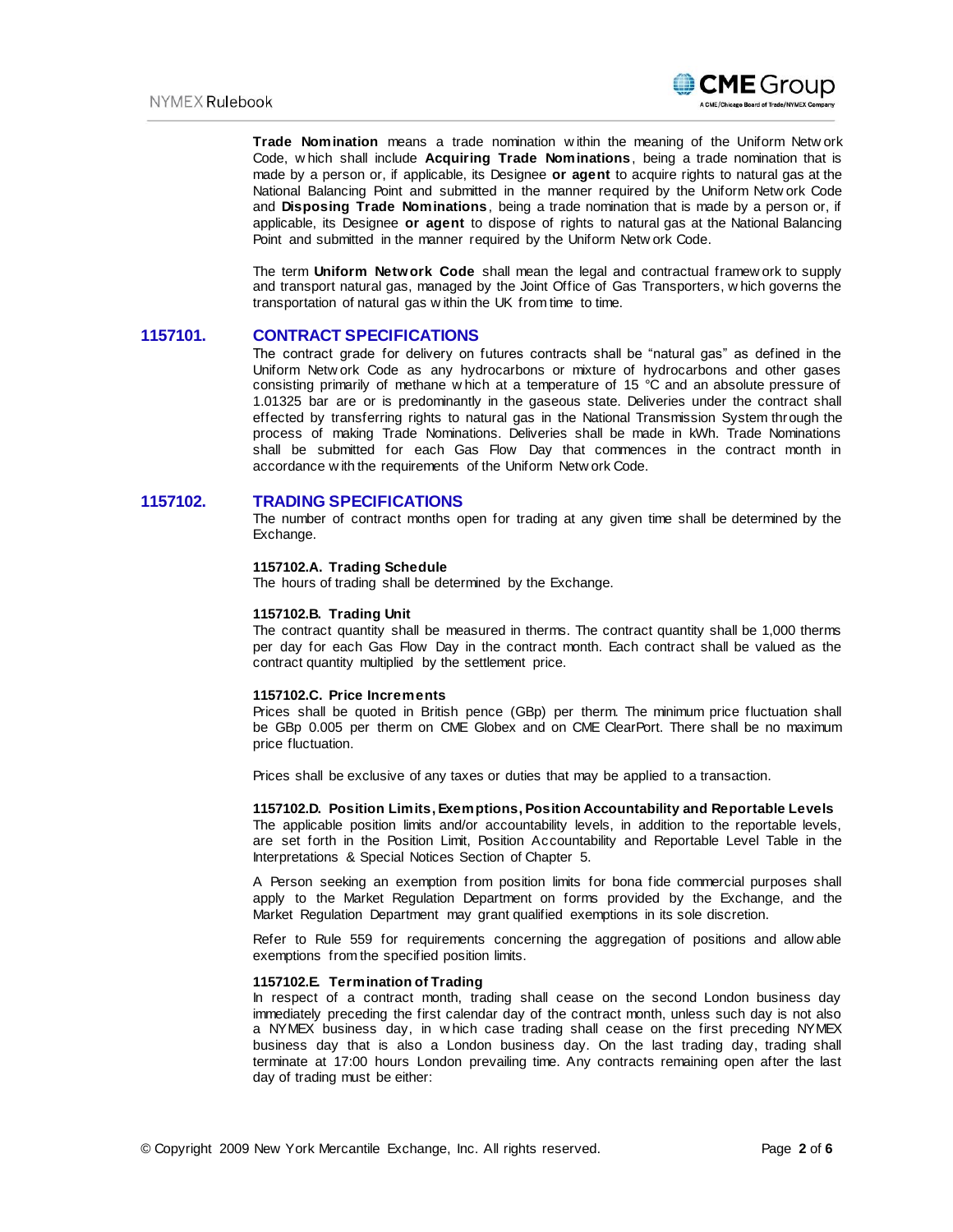**Trade Nomination** means a trade nomination within the meaning of the Uniform Network Code, which shall include **Acquiring Trade Nominations**, being a trade nomination that is made by a person or, if applicable, its Designee **or agent** to acquire rights to natural gas at the National Balancing Point and submitted in the manner required by the Uniform Network Code and **Disposing Trade Nominations**, being a trade nomination that is made by a person or, if applicable, its Designee **or agent** to dispose of rights to natural gas at the National Balancing Point and submitted in the manner required by the Uniform Network Code.

The term **Uniform Network Code** shall mean the legal and contractual framework to supply and transport natural gas, managed by the Joint Office of Gas Transporters, which governs the transportation of natural gas within the UK from time to time.

## 1157101. CONTRACT SPECIFICATIONS

The contract grade for delivery on futures contracts shall be "natural gas" as defined in the Uniform Network Code as any hydrocarbons or mixture of hydrocarbons and other gases consisting primarily of methane which at a temperature of 15 °C and an absolute pressure of 1.01325 bar are or is predominantly in the gaseous state. Deliveries under the contract shall effected by transferring rights to natural gas in the National Transmission System through the process of making Trade Nominations. Deliveries shall be made in kWh. Trade Nominations shall be submitted for each Gas Flow Day that commences in the contract month in accordance with the requirements of the Uniform Network Code.

## 1157102. TRADING SPECIFICATIONS

The number of contract months open for trading at any given time shall be determined by the Exchange.

### 1157102.A. Trading Schedule

The hours of trading shall be determined by the Exchange.

### 1157102.B. Trading Unit

The contract quantity shall be measured in therms. The contract quantity shall be 1,000 therms per day for each Gas Flow Day in the contract month. Each contract shall be valued as the contract quantity multiplied by the settlement price.

### 1157102.C. Price Increments

Prices shall be quoted in British pence (GBp) per therm. The minimum price fluctuation shall be GBp 0.005 per therm on CME Globex and on CME ClearPort. There shall be no maximum price fluctuation.

Prices shall be exclusive of any taxes or duties that may be applied to a transaction.

### 1157102.D. Position Limits, Exemptions, Position Accountability and Reportable Levels

The applicable position limits and/or accountability levels, in addition to the reportable levels, are set forth in the Position Limit, Position Accountability and Reportable Level Table in the Interpretations & Special Notices Section of Chapter 5.

A Person seeking an exemption from position limits for bona fide commercial purposes shall apply to the Market Regulation Department on forms provided by the Exchange, and the Market Regulation Department may grant qualified exemptions in its sole discretion.

Refer to Rule 559 for requirements concerning the aggregation of positions and allowable exemptions from the specified position limits.

### 1157102.E. Termination of Trading

In respect of a contract month, trading shall cease on the second London business day immediately preceding the first calendar day of the contract month, unless such day is not also a NYMEX business day, in which case trading shall cease on the first preceding NYMEX business day that is also a London business day. On the last trading day, trading shall terminate at 17:00 hours London prevailing time. Any contracts remaining open after the last day of trading must be either: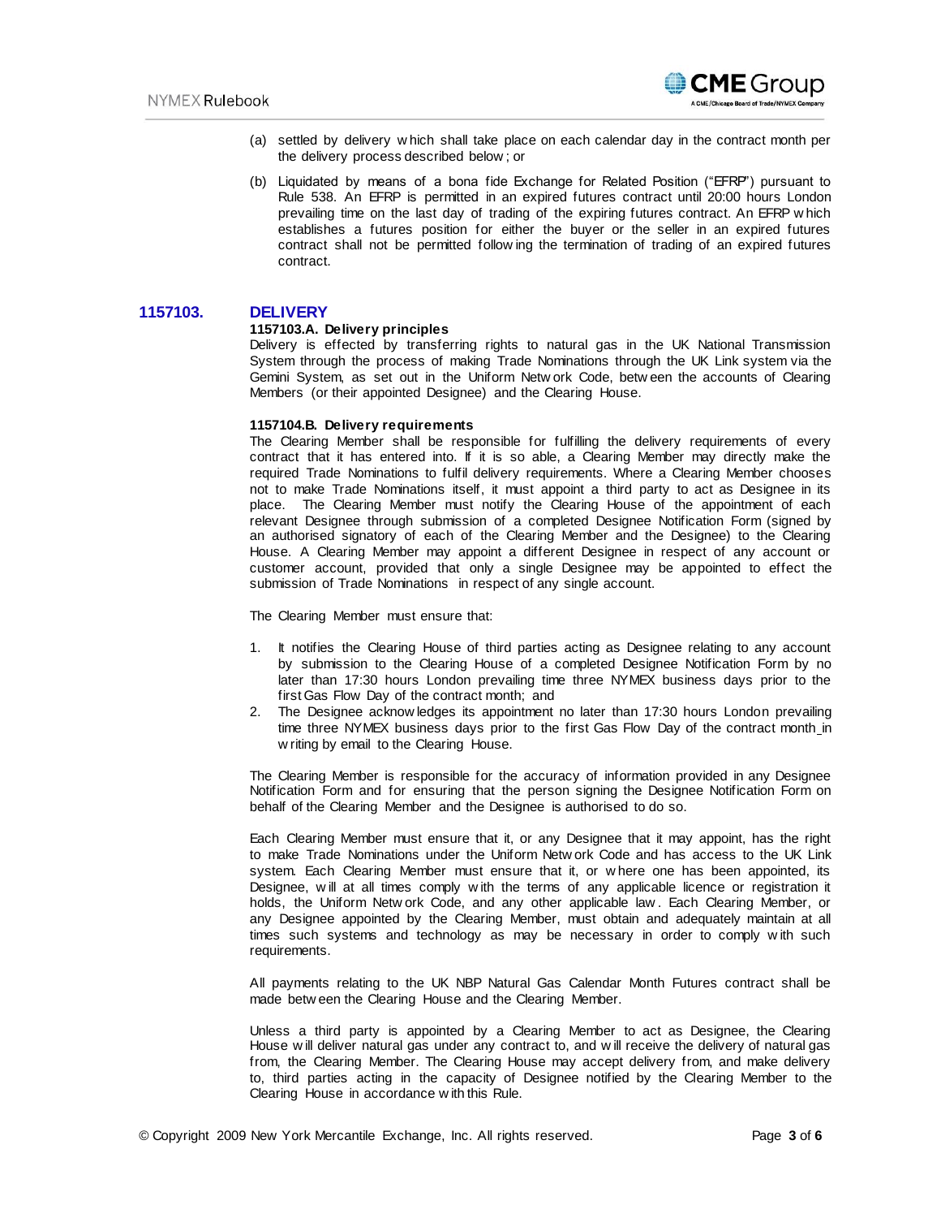(a) settled by delivery which shall take place on each calendar day in the contract month per the delivery process described below; or

(b) Liquidated by means of a bona fide Exchange for Related Position ("EFRP") pursuant to Rule 538. An EFRP is permitted in an expired futures contract until 20:00 hours London prevailing time on the last day of trading of the expiring futures contract. An EFRP which establishes a futures position for either the buyer or the seller in an expired futures contract shall not be permitted following the termination of trading of an expired futures contract.

## 1157103. DELIVERY

### 1157103.A. Delivery principles

Delivery is effected by transferring rights to natural gas in the UK National Transmission System through the process of making Trade Nominations through the UK Link system via the Gemini System, as set out in the Uniform Network Code, between the accounts of Clearing Members (or their appointed Designee) and the Clearing House.

### 1157104.B. Delivery requirements

The Clearing Member shall be responsible for fulfilling the delivery requirements of every contract that it has entered into. If it is so able, a Clearing Member may directly make the required Trade Nominations to fulfil delivery requirements. Where a Clearing Member chooses not to make Trade Nominations itself, it must appoint a third party to act as Designee in its place. The Clearing Member must notify the Clearing House of the appointment of each relevant Designee through submission of a completed Designee Notification Form (signed by an authorised signatory of each of the Clearing Member and the Designee) to the Clearing House. A Clearing Member may appoint a different Designee in respect of any account or customer account, provided that only a single Designee may be appointed to effect the submission of Trade Nominations in respect of any single account.

The Clearing Member must ensure that:

1. It notifies the Clearing House of third parties acting as Designee relating to any account by submission to the Clearing House of a completed Designee Notification Form by no later than 17:30 hours London prevailing time three NYMEX business days prior to the first Gas Flow Day of the contract month; and
2. The Designee acknowledges its appointment no later than 17:30 hours London prevailing time three NYMEX business days prior to the first Gas Flow Day of the contract month in writing by email to the Clearing House.

The Clearing Member is responsible for the accuracy of information provided in any Designee Notification Form and for ensuring that the person signing the Designee Notification Form on behalf of the Clearing Member and the Designee is authorised to do so.

Each Clearing Member must ensure that it, or any Designee that it may appoint, has the right to make Trade Nominations under the Uniform Network Code and has access to the UK Link system. Each Clearing Member must ensure that it, or where one has been appointed, its Designee, will at all times comply with the terms of any applicable licence or registration it holds, the Uniform Network Code, and any other applicable law. Each Clearing Member, or any Designee appointed by the Clearing Member, must obtain and adequately maintain at all times such systems and technology as may be necessary in order to comply with such requirements.

All payments relating to the UK NBP Natural Gas Calendar Month Futures contract shall be made between the Clearing House and the Clearing Member.

Unless a third party is appointed by a Clearing Member to act as Designee, the Clearing House will deliver natural gas under any contract to, and will receive the delivery of natural gas from, the Clearing Member. The Clearing House may accept delivery from, and make delivery to, third parties acting in the capacity of Designee notified by the Clearing Member to the Clearing House in accordance with this Rule.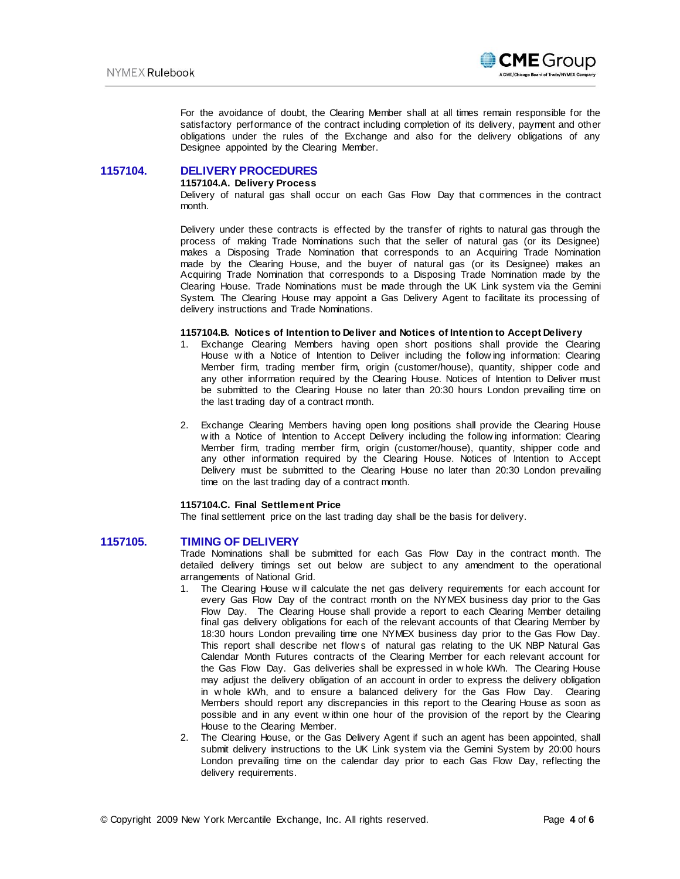For the avoidance of doubt, the Clearing Member shall at all times remain responsible for the satisfactory performance of the contract including completion of its delivery, payment and other obligations under the rules of the Exchange and also for the delivery obligations of any Designee appointed by the Clearing Member.

## 1157104. DELIVERY PROCEDURES

### 1157104.A. Delivery Process

Delivery of natural gas shall occur on each Gas Flow Day that commences in the contract month.

Delivery under these contracts is effected by the transfer of rights to natural gas through the process of making Trade Nominations such that the seller of natural gas (or its Designee) makes a Disposing Trade Nomination that corresponds to an Acquiring Trade Nomination made by the Clearing House, and the buyer of natural gas (or its Designee) makes an Acquiring Trade Nomination that corresponds to a Disposing Trade Nomination made by the Clearing House. Trade Nominations must be made through the UK Link system via the Gemini System. The Clearing House may appoint a Gas Delivery Agent to facilitate its processing of delivery instructions and Trade Nominations.

### 1157104.B. Notices of Intention to Deliver and Notices of Intention to Accept Delivery

1. Exchange Clearing Members having open short positions shall provide the Clearing House with a Notice of Intention to Deliver including the following information: Clearing Member firm, trading member firm, origin (customer/house), quantity, shipper code and any other information required by the Clearing House. Notices of Intention to Deliver must be submitted to the Clearing House no later than 20:30 hours London prevailing time on the last trading day of a contract month.

2. Exchange Clearing Members having open long positions shall provide the Clearing House with a Notice of Intention to Accept Delivery including the following information: Clearing Member firm, trading member firm, origin (customer/house), quantity, shipper code and any other information required by the Clearing House. Notices of Intention to Accept Delivery must be submitted to the Clearing House no later than 20:30 London prevailing time on the last trading day of a contract month.

### 1157104.C. Final Settlement Price

The final settlement price on the last trading day shall be the basis for delivery.

## 1157105. TIMING OF DELIVERY

Trade Nominations shall be submitted for each Gas Flow Day in the contract month. The detailed delivery timings set out below are subject to any amendment to the operational arrangements of National Grid.

1. The Clearing House will calculate the net gas delivery requirements for each account for every Gas Flow Day of the contract month on the NYMEX business day prior to the Gas Flow Day. The Clearing House shall provide a report to each Clearing Member detailing final gas delivery obligations for each of the relevant accounts of that Clearing Member by 18:30 hours London prevailing time one NYMEX business day prior to the Gas Flow Day. This report shall describe net flows of natural gas relating to the UK NBP Natural Gas Calendar Month Futures contracts of the Clearing Member for each relevant account for the Gas Flow Day. Gas deliveries shall be expressed in whole kWh. The Clearing House may adjust the delivery obligation of an account in order to express the delivery obligation in whole kWh, and to ensure a balanced delivery for the Gas Flow Day. Clearing Members should report any discrepancies in this report to the Clearing House as soon as possible and in any event within one hour of the provision of the report by the Clearing House to the Clearing Member.
2. The Clearing House, or the Gas Delivery Agent if such an agent has been appointed, shall submit delivery instructions to the UK Link system via the Gemini System by 20:00 hours London prevailing time on the calendar day prior to each Gas Flow Day, reflecting the delivery requirements.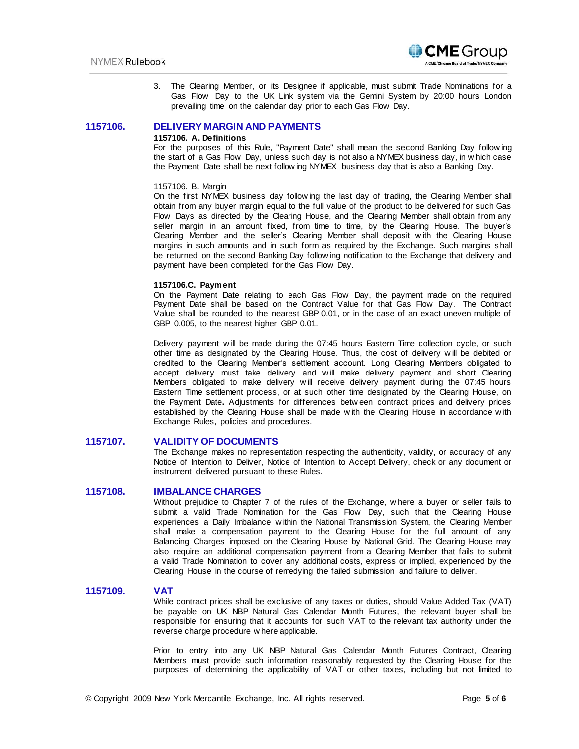3. The Clearing Member, or its Designee if applicable, must submit Trade Nominations for a Gas Flow Day to the UK Link system via the Gemini System by 20:00 hours London prevailing time on the calendar day prior to each Gas Flow Day.

## 1157106. DELIVERY MARGIN AND PAYMENTS

**1157106. A. Definitions**

For the purposes of this Rule, "Payment Date" shall mean the second Banking Day following the start of a Gas Flow Day, unless such day is not also a NYMEX business day, in which case the Payment Date shall be next following NYMEX business day that is also a Banking Day.

1157106. B. Margin

On the first NYMEX business day following the last day of trading, the Clearing Member shall obtain from any buyer margin equal to the full value of the product to be delivered for such Gas Flow Days as directed by the Clearing House, and the Clearing Member shall obtain from any seller margin in an amount fixed, from time to time, by the Clearing House. The buyer's Clearing Member and the seller's Clearing Member shall deposit with the Clearing House margins in such amounts and in such form as required by the Exchange. Such margins shall be returned on the second Banking Day following notification to the Exchange that delivery and payment have been completed for the Gas Flow Day.

**1157106.C. Payment**

On the Payment Date relating to each Gas Flow Day, the payment made on the required Payment Date shall be based on the Contract Value for that Gas Flow Day. The Contract Value shall be rounded to the nearest GBP 0.01, or in the case of an exact uneven multiple of GBP 0.005, to the nearest higher GBP 0.01.

Delivery payment will be made during the 07:45 hours Eastern Time collection cycle, or such other time as designated by the Clearing House. Thus, the cost of delivery will be debited or credited to the Clearing Member's settlement account. Long Clearing Members obligated to accept delivery must take delivery and will make delivery payment and short Clearing Members obligated to make delivery will receive delivery payment during the 07:45 hours Eastern Time settlement process, or at such other time designated by the Clearing House, on the Payment Date**.** Adjustments for differences between contract prices and delivery prices established by the Clearing House shall be made with the Clearing House in accordance with Exchange Rules, policies and procedures.

## 1157107. VALIDITY OF DOCUMENTS

The Exchange makes no representation respecting the authenticity, validity, or accuracy of any Notice of Intention to Deliver, Notice of Intention to Accept Delivery, check or any document or instrument delivered pursuant to these Rules.

## 1157108. IMBALANCE CHARGES

Without prejudice to Chapter 7 of the rules of the Exchange, where a buyer or seller fails to submit a valid Trade Nomination for the Gas Flow Day, such that the Clearing House experiences a Daily Imbalance within the National Transmission System, the Clearing Member shall make a compensation payment to the Clearing House for the full amount of any Balancing Charges imposed on the Clearing House by National Grid. The Clearing House may also require an additional compensation payment from a Clearing Member that fails to submit a valid Trade Nomination to cover any additional costs, express or implied, experienced by the Clearing House in the course of remedying the failed submission and failure to deliver.

## 1157109. VAT

While contract prices shall be exclusive of any taxes or duties, should Value Added Tax (VAT) be payable on UK NBP Natural Gas Calendar Month Futures, the relevant buyer shall be responsible for ensuring that it accounts for such VAT to the relevant tax authority under the reverse charge procedure where applicable.

Prior to entry into any UK NBP Natural Gas Calendar Month Futures Contract, Clearing Members must provide such information reasonably requested by the Clearing House for the purposes of determining the applicability of VAT or other taxes, including but not limited to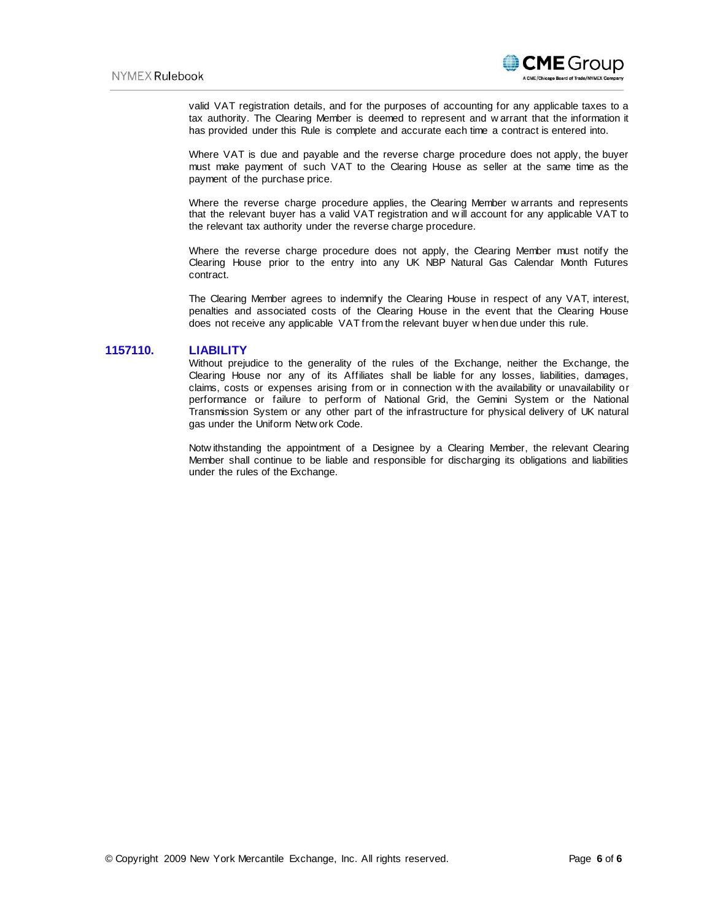valid VAT registration details, and for the purposes of accounting for any applicable taxes to a tax authority. The Clearing Member is deemed to represent and warrant that the information it has provided under this Rule is complete and accurate each time a contract is entered into.

Where VAT is due and payable and the reverse charge procedure does not apply, the buyer must make payment of such VAT to the Clearing House as seller at the same time as the payment of the purchase price.

Where the reverse charge procedure applies, the Clearing Member warrants and represents that the relevant buyer has a valid VAT registration and will account for any applicable VAT to the relevant tax authority under the reverse charge procedure.

Where the reverse charge procedure does not apply, the Clearing Member must notify the Clearing House prior to the entry into any UK NBP Natural Gas Calendar Month Futures contract.

The Clearing Member agrees to indemnify the Clearing House in respect of any VAT, interest, penalties and associated costs of the Clearing House in the event that the Clearing House does not receive any applicable VAT from the relevant buyer when due under this rule.

## 1157110. LIABILITY

Without prejudice to the generality of the rules of the Exchange, neither the Exchange, the Clearing House nor any of its Affiliates shall be liable for any losses, liabilities, damages, claims, costs or expenses arising from or in connection with the availability or unavailability or performance or failure to perform of National Grid, the Gemini System or the National Transmission System or any other part of the infrastructure for physical delivery of UK natural gas under the Uniform Network Code.

Notwithstanding the appointment of a Designee by a Clearing Member, the relevant Clearing Member shall continue to be liable and responsible for discharging its obligations and liabilities under the rules of the Exchange.